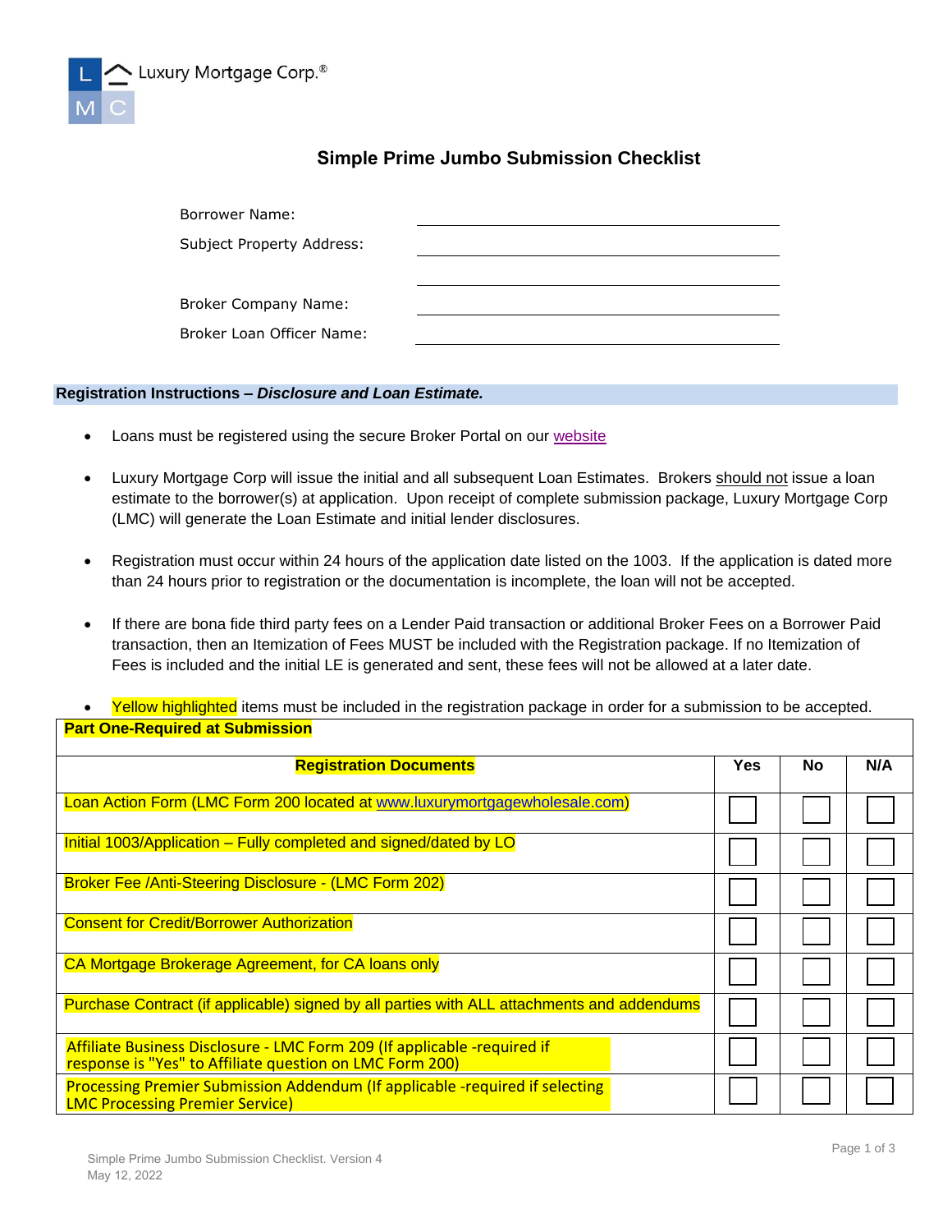Luxury Mortgage Corp.®

# Simple Prime Jumbo Submission Checklist

Borrower Name: ______________________

Subject Property Address: ______________________

______________________

Broker Company Name: ______________________

Broker Loan Officer Name: ______________________

## Registration Instructions – *Disclosure and Loan Estimate.*

- Loans must be registered using the secure Broker Portal on our website
- Luxury Mortgage Corp will issue the initial and all subsequent Loan Estimates. Brokers should not issue a loan estimate to the borrower(s) at application. Upon receipt of complete submission package, Luxury Mortgage Corp (LMC) will generate the Loan Estimate and initial lender disclosures.
- Registration must occur within 24 hours of the application date listed on the 1003. If the application is dated more than 24 hours prior to registration or the documentation is incomplete, the loan will not be accepted.
- If there are bona fide third party fees on a Lender Paid transaction or additional Broker Fees on a Borrower Paid transaction, then an Itemization of Fees MUST be included with the Registration package. If no Itemization of Fees is included and the initial LE is generated and sent, these fees will not be allowed at a later date.
- Yellow highlighted items must be included in the registration package in order for a submission to be accepted.

**Part One-Required at Submission**

| **Registration Documents** | **Yes** | **No** | **N/A** |
|---|---|---|---|
| Loan Action Form (LMC Form 200 located at www.luxurymortgagewholesale.com) | ☐ | ☐ | ☐ |
| Initial 1003/Application – Fully completed and signed/dated by LO | ☐ | ☐ | ☐ |
| Broker Fee /Anti-Steering Disclosure - (LMC Form 202) | ☐ | ☐ | ☐ |
| Consent for Credit/Borrower Authorization | ☐ | ☐ | ☐ |
| CA Mortgage Brokerage Agreement, for CA loans only | ☐ | ☐ | ☐ |
| Purchase Contract (if applicable) signed by all parties with ALL attachments and addendums | ☐ | ☐ | ☐ |
| Affiliate Business Disclosure - LMC Form 209 (If applicable -required if response is "Yes" to Affiliate question on LMC Form 200) | ☐ | ☐ | ☐ |
| Processing Premier Submission Addendum (If applicable -required if selecting LMC Processing Premier Service) | ☐ | ☐ | ☐ |

Simple Prime Jumbo Submission Checklist. Version 4
May 12, 2022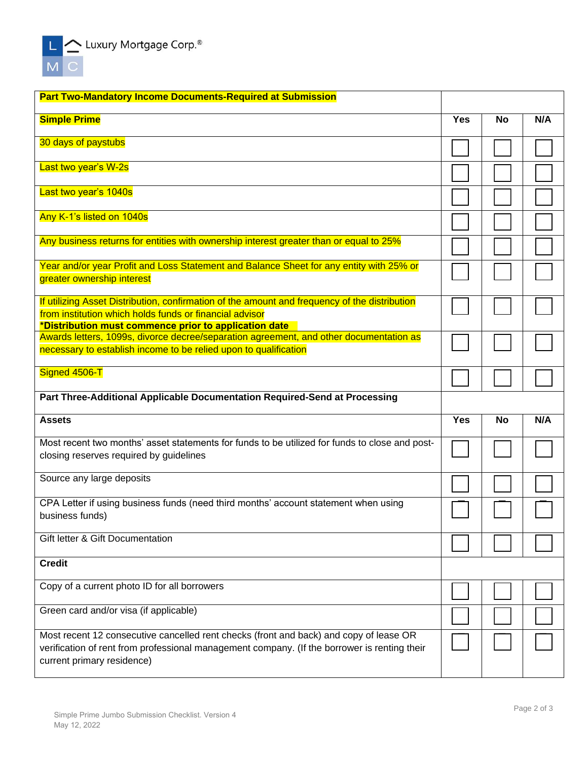| **Part Two-Mandatory Income Documents-Required at Submission** | | | |
|---|---|---|---|
| **Simple Prime** | **Yes** | **No** | **N/A** |
| 30 days of paystubs | ☐ | ☐ | ☐ |
| Last two year's W-2s | ☐ | ☐ | ☐ |
| Last two year's 1040s | ☐ | ☐ | ☐ |
| Any K-1's listed on 1040s | ☐ | ☐ | ☐ |
| Any business returns for entities with ownership interest greater than or equal to 25% | ☐ | ☐ | ☐ |
| Year and/or year Profit and Loss Statement and Balance Sheet for any entity with 25% or greater ownership interest | ☐ | ☐ | ☐ |
| If utilizing Asset Distribution, confirmation of the amount and frequency of the distribution from institution which holds funds or financial advisor **\*Distribution must commence prior to application date** | ☐ | ☐ | ☐ |
| Awards letters, 1099s, divorce decree/separation agreement, and other documentation as necessary to establish income to be relied upon to qualification | ☐ | ☐ | ☐ |
| Signed 4506-T | ☐ | ☐ | ☐ |
| **Part Three-Additional Applicable Documentation Required-Send at Processing** | | | |
| **Assets** | **Yes** | **No** | **N/A** |
| Most recent two months' asset statements for funds to be utilized for funds to close and post-closing reserves required by guidelines | ☐ | ☐ | ☐ |
| Source any large deposits | ☐ | ☐ | ☐ |
| CPA Letter if using business funds (need third months' account statement when using business funds) | ☐ | ☐ | ☐ |
| Gift letter & Gift Documentation | ☐ | ☐ | ☐ |
| **Credit** | | | |
| Copy of a current photo ID for all borrowers | ☐ | ☐ | ☐ |
| Green card and/or visa (if applicable) | ☐ | ☐ | ☐ |
| Most recent 12 consecutive cancelled rent checks (front and back) and copy of lease OR verification of rent from professional management company. (If the borrower is renting their current primary residence) | ☐ | ☐ | ☐ |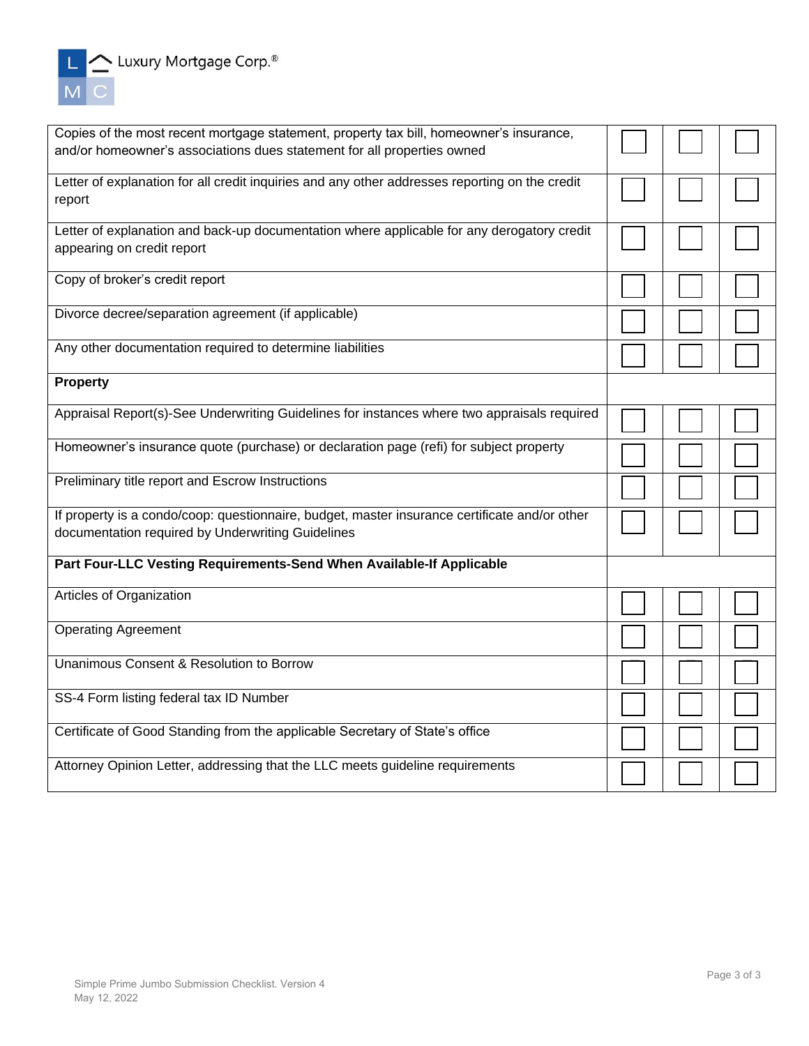| | | | |
|---|---|---|---|
| Copies of the most recent mortgage statement, property tax bill, homeowner's insurance, and/or homeowner's associations dues statement for all properties owned | ☐ | ☐ | ☐ |
| Letter of explanation for all credit inquiries and any other addresses reporting on the credit report | ☐ | ☐ | ☐ |
| Letter of explanation and back-up documentation where applicable for any derogatory credit appearing on credit report | ☐ | ☐ | ☐ |
| Copy of broker's credit report | ☐ | ☐ | ☐ |
| Divorce decree/separation agreement (if applicable) | ☐ | ☐ | ☐ |
| Any other documentation required to determine liabilities | ☐ | ☐ | ☐ |
| **Property** | | | |
| Appraisal Report(s)-See Underwriting Guidelines for instances where two appraisals required | ☐ | ☐ | ☐ |
| Homeowner's insurance quote (purchase) or declaration page (refi) for subject property | ☐ | ☐ | ☐ |
| Preliminary title report and Escrow Instructions | ☐ | ☐ | ☐ |
| If property is a condo/coop: questionnaire, budget, master insurance certificate and/or other documentation required by Underwriting Guidelines | ☐ | ☐ | ☐ |
| **Part Four-LLC Vesting Requirements-Send When Available-If Applicable** | | | |
| Articles of Organization | ☐ | ☐ | ☐ |
| Operating Agreement | ☐ | ☐ | ☐ |
| Unanimous Consent & Resolution to Borrow | ☐ | ☐ | ☐ |
| SS-4 Form listing federal tax ID Number | ☐ | ☐ | ☐ |
| Certificate of Good Standing from the applicable Secretary of State's office | ☐ | ☐ | ☐ |
| Attorney Opinion Letter, addressing that the LLC meets guideline requirements | ☐ | ☐ | ☐ |